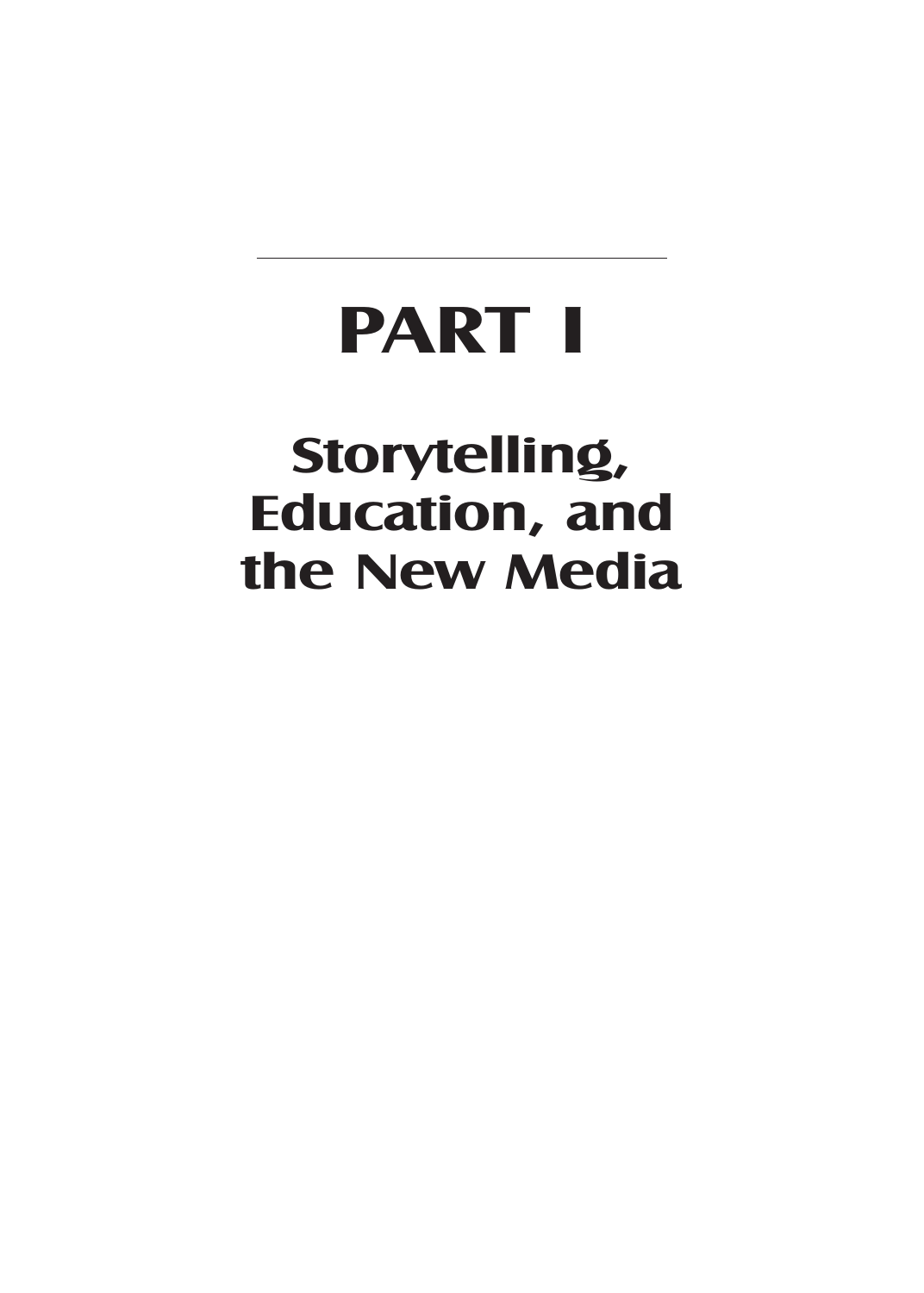# PART I

## Storytelling, Education, and the New Media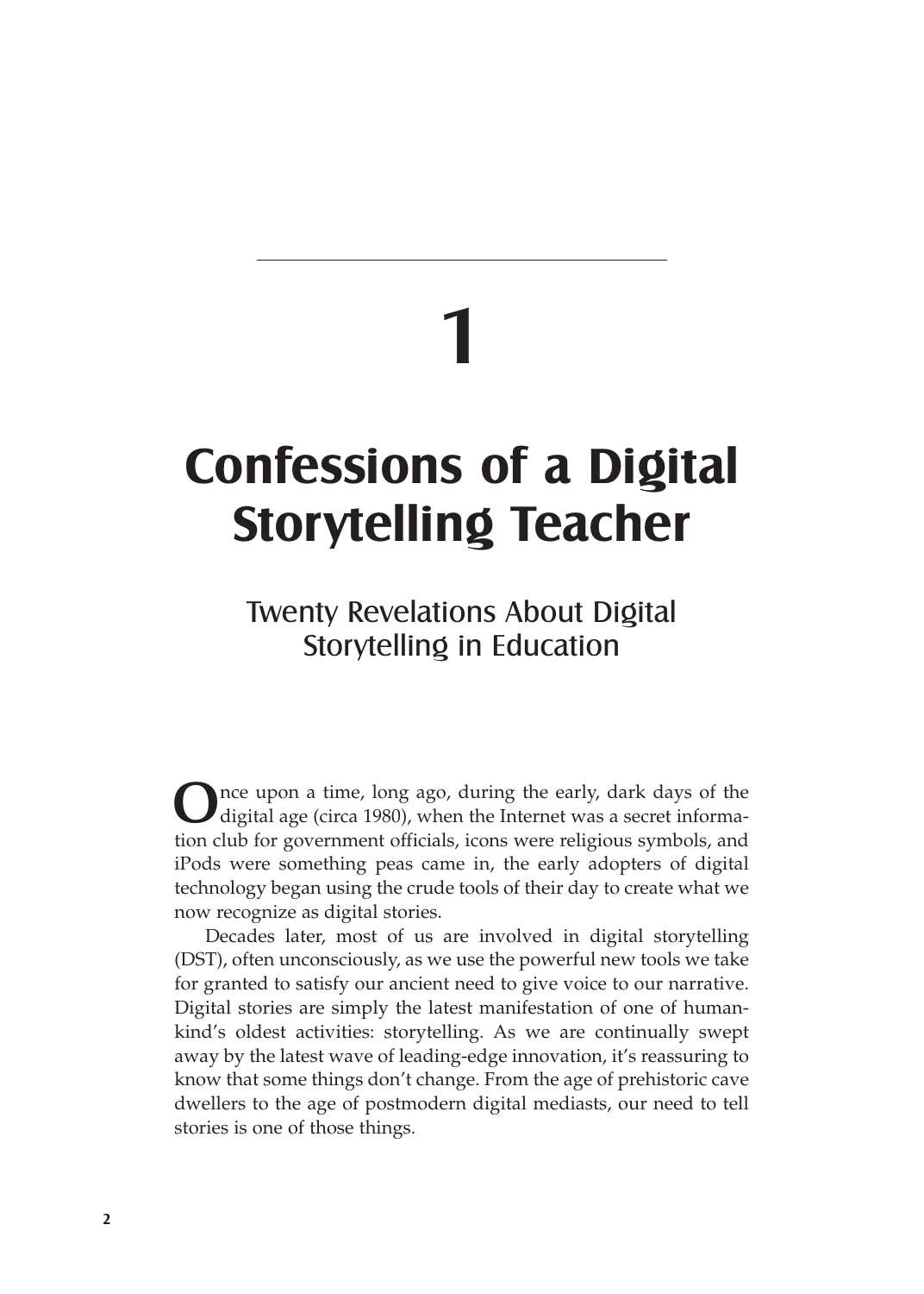# 1

# Confessions of a Digital Storytelling Teacher

## Twenty Revelations About Digital Storytelling in Education

Once upon a time, long ago, during the early, dark days of the digital age (circa 1980), when the Internet was a secret information club for government officials, icons were religious symbols, and iPods were something peas came in, the early adopters of digital technology began using the crude tools of their day to create what we now recognize as digital stories.

Decades later, most of us are involved in digital storytelling (DST), often unconsciously, as we use the powerful new tools we take for granted to satisfy our ancient need to give voice to our narrative. Digital stories are simply the latest manifestation of one of humankind's oldest activities: storytelling. As we are continually swept away by the latest wave of leading-edge innovation, it's reassuring to know that some things don't change. From the age of prehistoric cave dwellers to the age of postmodern digital mediasts, our need to tell stories is one of those things.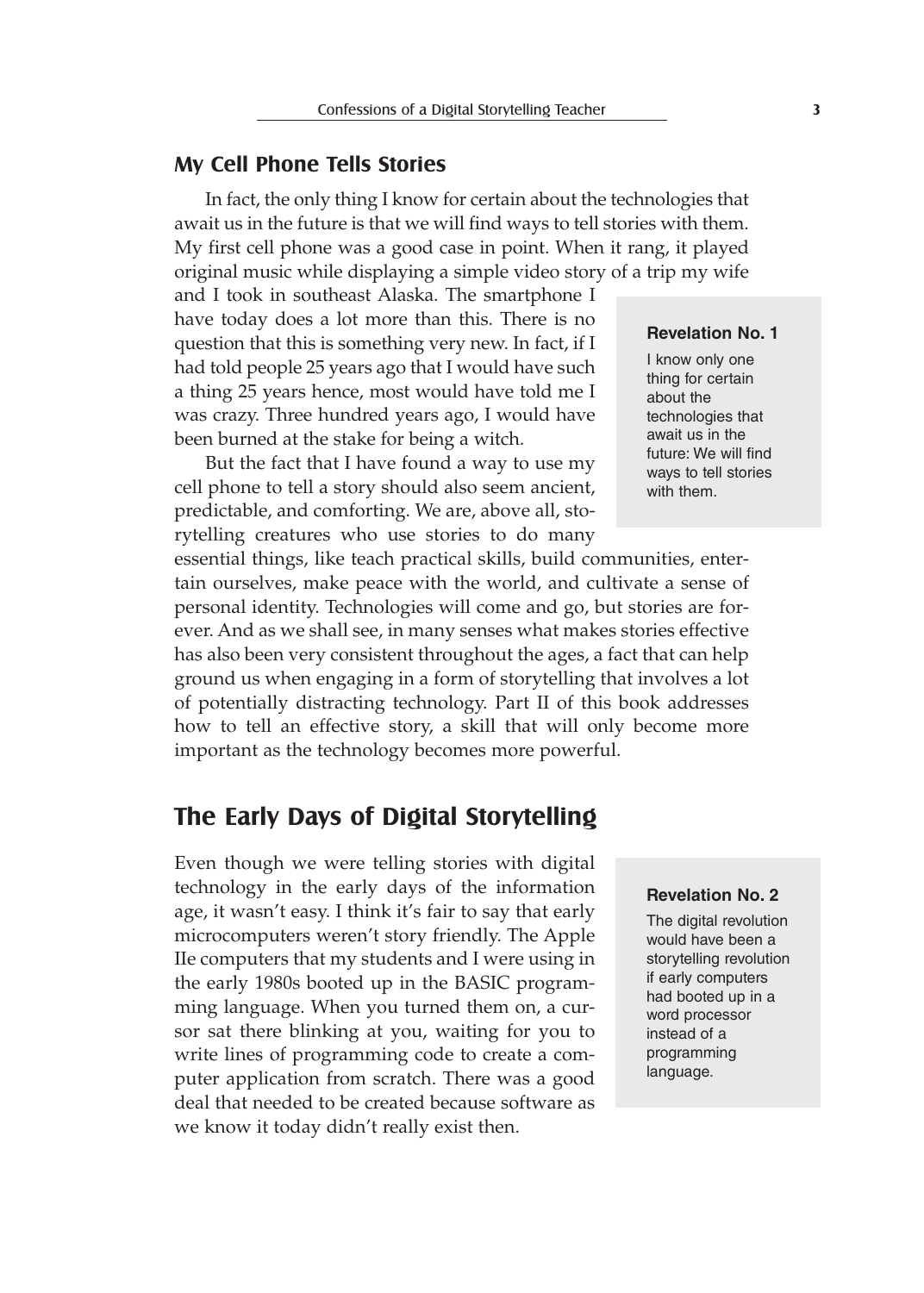## My Cell Phone Tells Stories

In fact, the only thing I know for certain about the technologies that await us in the future is that we will find ways to tell stories with them. My first cell phone was a good case in point. When it rang, it played original music while displaying a simple video story of a trip my wife and I took in southeast Alaska. The smartphone I have today does a lot more than this. There is no question that this is something very new. In fact, if I had told people 25 years ago that I would have such a thing 25 years hence, most would have told me I was crazy. Three hundred years ago, I would have been burned at the stake for being a witch.

> **Revelation No. 1**
>
> I know only one thing for certain about the technologies that await us in the future: We will find ways to tell stories with them.

But the fact that I have found a way to use my cell phone to tell a story should also seem ancient, predictable, and comforting. We are, above all, storytelling creatures who use stories to do many essential things, like teach practical skills, build communities, entertain ourselves, make peace with the world, and cultivate a sense of personal identity. Technologies will come and go, but stories are forever. And as we shall see, in many senses what makes stories effective has also been very consistent throughout the ages, a fact that can help ground us when engaging in a form of storytelling that involves a lot of potentially distracting technology. Part II of this book addresses how to tell an effective story, a skill that will only become more important as the technology becomes more powerful.

# The Early Days of Digital Storytelling

Even though we were telling stories with digital technology in the early days of the information age, it wasn't easy. I think it's fair to say that early microcomputers weren't story friendly. The Apple IIe computers that my students and I were using in the early 1980s booted up in the BASIC programming language. When you turned them on, a cursor sat there blinking at you, waiting for you to write lines of programming code to create a computer application from scratch. There was a good deal that needed to be created because software as we know it today didn't really exist then.

> **Revelation No. 2**
>
> The digital revolution would have been a storytelling revolution if early computers had booted up in a word processor instead of a programming language.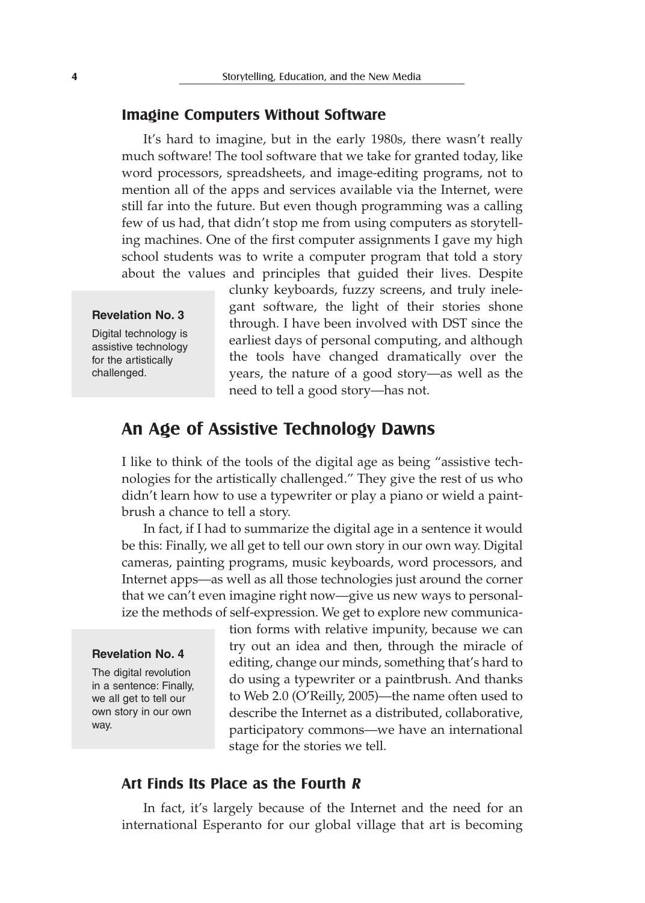### Imagine Computers Without Software

It's hard to imagine, but in the early 1980s, there wasn't really much software! The tool software that we take for granted today, like word processors, spreadsheets, and image-editing programs, not to mention all of the apps and services available via the Internet, were still far into the future. But even though programming was a calling few of us had, that didn't stop me from using computers as storytelling machines. One of the first computer assignments I gave my high school students was to write a computer program that told a story about the values and principles that guided their lives. Despite clunky keyboards, fuzzy screens, and truly inelegant software, the light of their stories shone through. I have been involved with DST since the earliest days of personal computing, and although the tools have changed dramatically over the years, the nature of a good story—as well as the need to tell a good story—has not.

> **Revelation No. 3**
>
> Digital technology is assistive technology for the artistically challenged.

## An Age of Assistive Technology Dawns

I like to think of the tools of the digital age as being "assistive technologies for the artistically challenged." They give the rest of us who didn't learn how to use a typewriter or play a piano or wield a paintbrush a chance to tell a story.

In fact, if I had to summarize the digital age in a sentence it would be this: Finally, we all get to tell our own story in our own way. Digital cameras, painting programs, music keyboards, word processors, and Internet apps—as well as all those technologies just around the corner that we can't even imagine right now—give us new ways to personalize the methods of self-expression. We get to explore new communication forms with relative impunity, because we can try out an idea and then, through the miracle of editing, change our minds, something that's hard to do using a typewriter or a paintbrush. And thanks to Web 2.0 (O'Reilly, 2005)—the name often used to describe the Internet as a distributed, collaborative, participatory commons—we have an international stage for the stories we tell.

> **Revelation No. 4**
>
> The digital revolution in a sentence: Finally, we all get to tell our own story in our own way.

### Art Finds Its Place as the Fourth *R*

In fact, it's largely because of the Internet and the need for an international Esperanto for our global village that art is becoming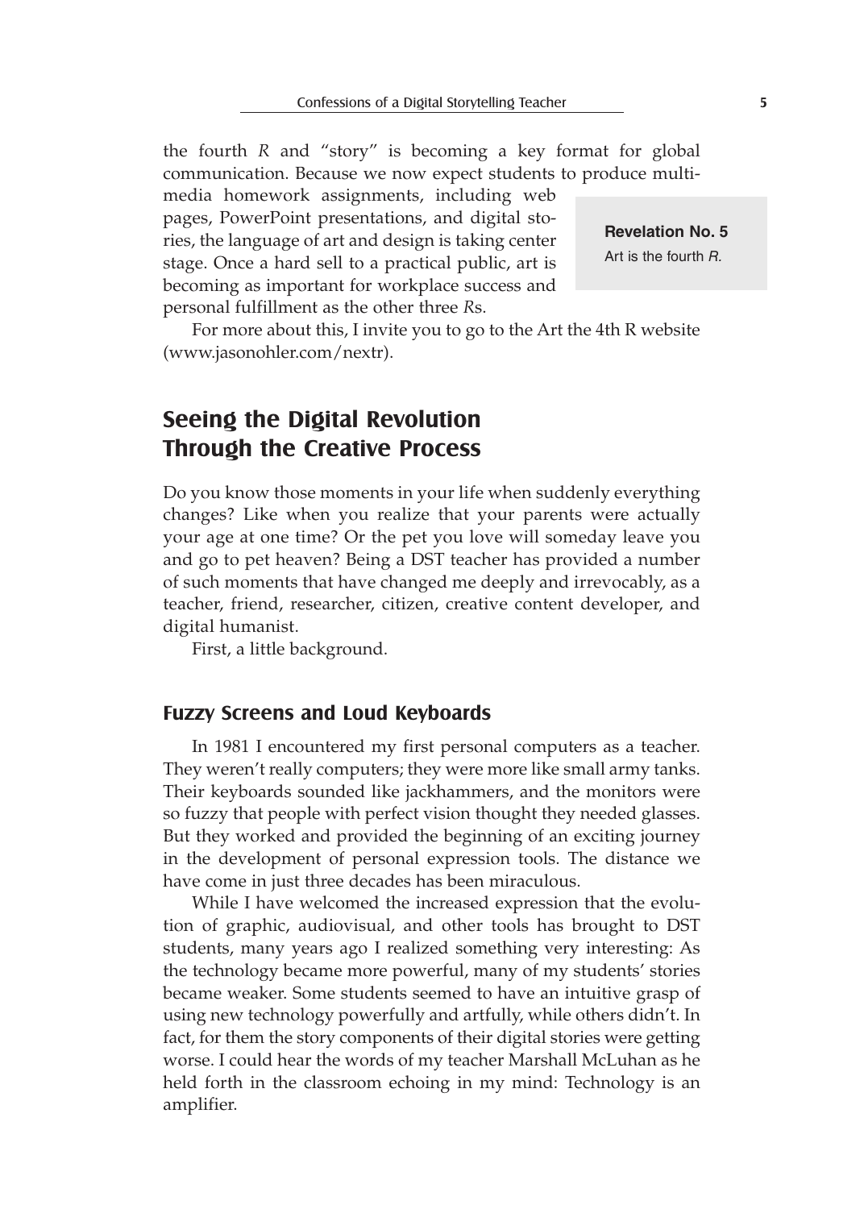the fourth *R* and "story" is becoming a key format for global communication. Because we now expect students to produce multimedia homework assignments, including web pages, PowerPoint presentations, and digital stories, the language of art and design is taking center stage. Once a hard sell to a practical public, art is becoming as important for workplace success and personal fulfillment as the other three *R*s.

> **Revelation No. 5**
> Art is the fourth *R*.

For more about this, I invite you to go to the Art the 4th R website (www.jasonohler.com/nextr).

## Seeing the Digital Revolution Through the Creative Process

Do you know those moments in your life when suddenly everything changes? Like when you realize that your parents were actually your age at one time? Or the pet you love will someday leave you and go to pet heaven? Being a DST teacher has provided a number of such moments that have changed me deeply and irrevocably, as a teacher, friend, researcher, citizen, creative content developer, and digital humanist.

First, a little background.

### Fuzzy Screens and Loud Keyboards

In 1981 I encountered my first personal computers as a teacher. They weren't really computers; they were more like small army tanks. Their keyboards sounded like jackhammers, and the monitors were so fuzzy that people with perfect vision thought they needed glasses. But they worked and provided the beginning of an exciting journey in the development of personal expression tools. The distance we have come in just three decades has been miraculous.

While I have welcomed the increased expression that the evolution of graphic, audiovisual, and other tools has brought to DST students, many years ago I realized something very interesting: As the technology became more powerful, many of my students' stories became weaker. Some students seemed to have an intuitive grasp of using new technology powerfully and artfully, while others didn't. In fact, for them the story components of their digital stories were getting worse. I could hear the words of my teacher Marshall McLuhan as he held forth in the classroom echoing in my mind: Technology is an amplifier.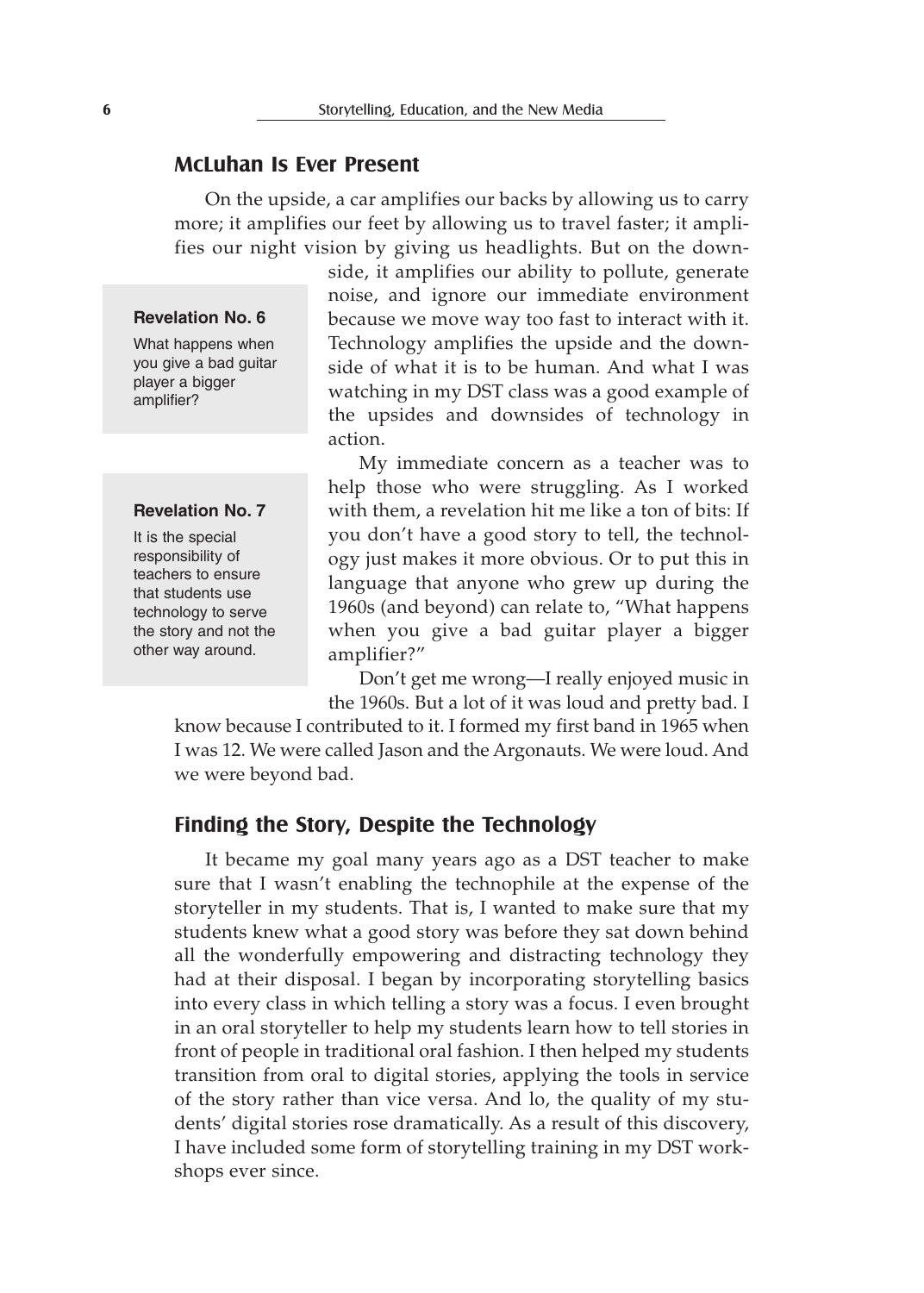## McLuhan Is Ever Present

On the upside, a car amplifies our backs by allowing us to carry more; it amplifies our feet by allowing us to travel faster; it amplifies our night vision by giving us headlights. But on the downside, it amplifies our ability to pollute, generate noise, and ignore our immediate environment because we move way too fast to interact with it. Technology amplifies the upside and the downside of what it is to be human. And what I was watching in my DST class was a good example of the upsides and downsides of technology in action.

> **Revelation No. 6**
>
> What happens when you give a bad guitar player a bigger amplifier?

> **Revelation No. 7**
>
> It is the special responsibility of teachers to ensure that students use technology to serve the story and not the other way around.

My immediate concern as a teacher was to help those who were struggling. As I worked with them, a revelation hit me like a ton of bits: If you don't have a good story to tell, the technology just makes it more obvious. Or to put this in language that anyone who grew up during the 1960s (and beyond) can relate to, "What happens when you give a bad guitar player a bigger amplifier?"

Don't get me wrong—I really enjoyed music in the 1960s. But a lot of it was loud and pretty bad. I know because I contributed to it. I formed my first band in 1965 when I was 12. We were called Jason and the Argonauts. We were loud. And we were beyond bad.

## Finding the Story, Despite the Technology

It became my goal many years ago as a DST teacher to make sure that I wasn't enabling the technophile at the expense of the storyteller in my students. That is, I wanted to make sure that my students knew what a good story was before they sat down behind all the wonderfully empowering and distracting technology they had at their disposal. I began by incorporating storytelling basics into every class in which telling a story was a focus. I even brought in an oral storyteller to help my students learn how to tell stories in front of people in traditional oral fashion. I then helped my students transition from oral to digital stories, applying the tools in service of the story rather than vice versa. And lo, the quality of my students' digital stories rose dramatically. As a result of this discovery, I have included some form of storytelling training in my DST workshops ever since.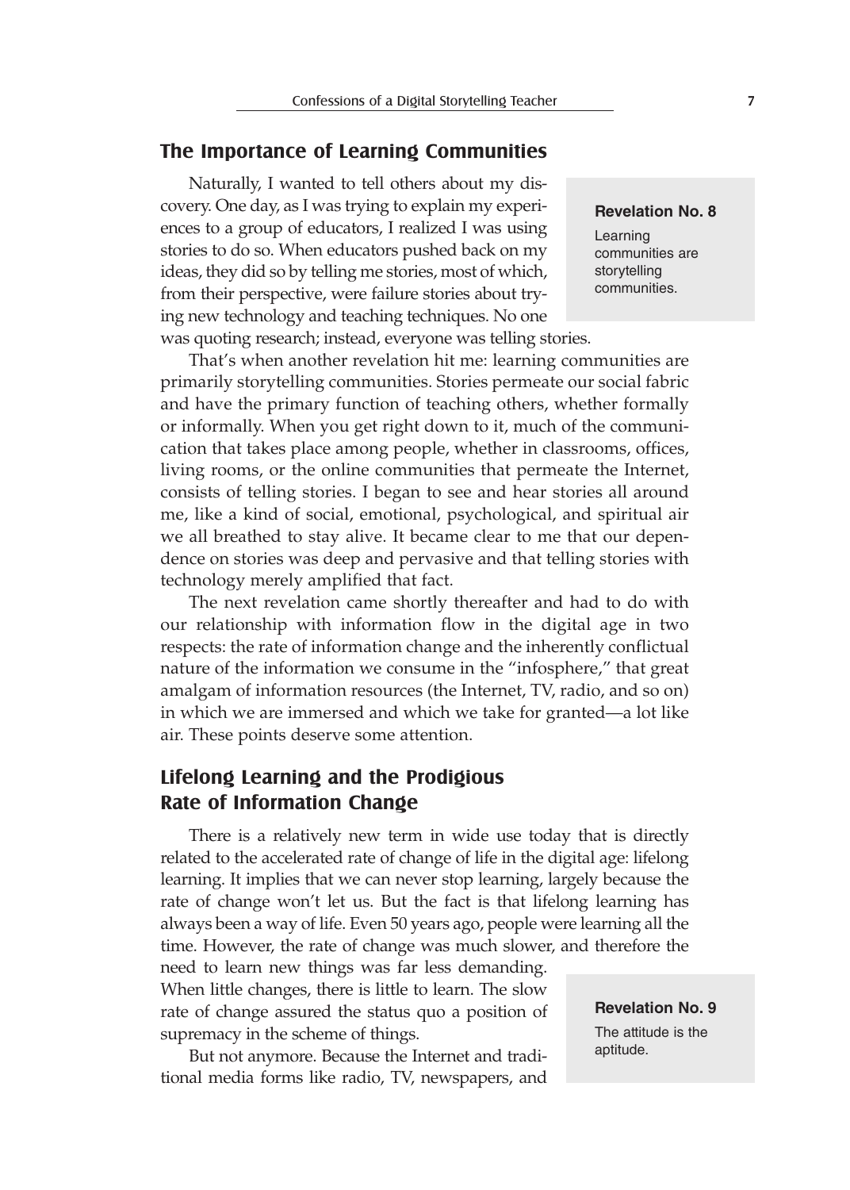## The Importance of Learning Communities

Naturally, I wanted to tell others about my discovery. One day, as I was trying to explain my experiences to a group of educators, I realized I was using stories to do so. When educators pushed back on my ideas, they did so by telling me stories, most of which, from their perspective, were failure stories about trying new technology and teaching techniques. No one was quoting research; instead, everyone was telling stories.

> **Revelation No. 8**
>
> Learning communities are storytelling communities.

That's when another revelation hit me: learning communities are primarily storytelling communities. Stories permeate our social fabric and have the primary function of teaching others, whether formally or informally. When you get right down to it, much of the communication that takes place among people, whether in classrooms, offices, living rooms, or the online communities that permeate the Internet, consists of telling stories. I began to see and hear stories all around me, like a kind of social, emotional, psychological, and spiritual air we all breathed to stay alive. It became clear to me that our dependence on stories was deep and pervasive and that telling stories with technology merely amplified that fact.

The next revelation came shortly thereafter and had to do with our relationship with information flow in the digital age in two respects: the rate of information change and the inherently conflictual nature of the information we consume in the "infosphere," that great amalgam of information resources (the Internet, TV, radio, and so on) in which we are immersed and which we take for granted—a lot like air. These points deserve some attention.

## Lifelong Learning and the Prodigious Rate of Information Change

There is a relatively new term in wide use today that is directly related to the accelerated rate of change of life in the digital age: lifelong learning. It implies that we can never stop learning, largely because the rate of change won't let us. But the fact is that lifelong learning has always been a way of life. Even 50 years ago, people were learning all the time. However, the rate of change was much slower, and therefore the need to learn new things was far less demanding. When little changes, there is little to learn. The slow rate of change assured the status quo a position of supremacy in the scheme of things.

> **Revelation No. 9**
>
> The attitude is the aptitude.

But not anymore. Because the Internet and traditional media forms like radio, TV, newspapers, and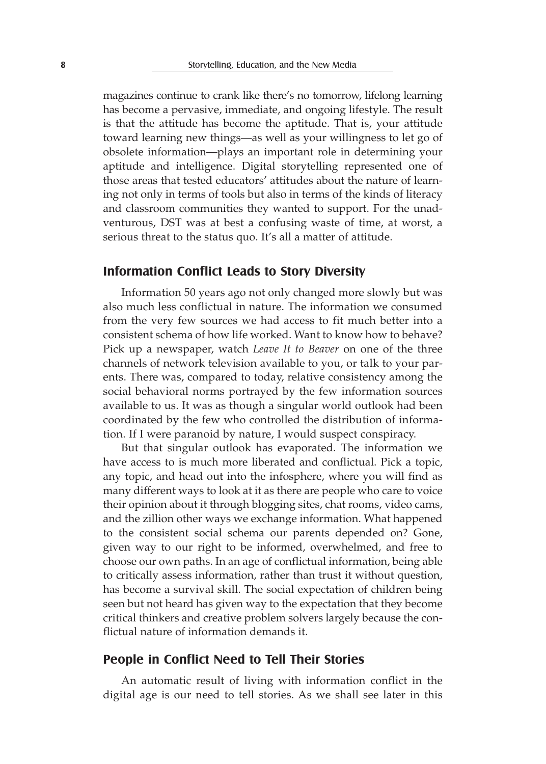magazines continue to crank like there's no tomorrow, lifelong learning has become a pervasive, immediate, and ongoing lifestyle. The result is that the attitude has become the aptitude. That is, your attitude toward learning new things—as well as your willingness to let go of obsolete information—plays an important role in determining your aptitude and intelligence. Digital storytelling represented one of those areas that tested educators' attitudes about the nature of learning not only in terms of tools but also in terms of the kinds of literacy and classroom communities they wanted to support. For the unadventurous, DST was at best a confusing waste of time, at worst, a serious threat to the status quo. It's all a matter of attitude.

## Information Conflict Leads to Story Diversity

Information 50 years ago not only changed more slowly but was also much less conflictual in nature. The information we consumed from the very few sources we had access to fit much better into a consistent schema of how life worked. Want to know how to behave? Pick up a newspaper, watch *Leave It to Beaver* on one of the three channels of network television available to you, or talk to your parents. There was, compared to today, relative consistency among the social behavioral norms portrayed by the few information sources available to us. It was as though a singular world outlook had been coordinated by the few who controlled the distribution of information. If I were paranoid by nature, I would suspect conspiracy.

But that singular outlook has evaporated. The information we have access to is much more liberated and conflictual. Pick a topic, any topic, and head out into the infosphere, where you will find as many different ways to look at it as there are people who care to voice their opinion about it through blogging sites, chat rooms, video cams, and the zillion other ways we exchange information. What happened to the consistent social schema our parents depended on? Gone, given way to our right to be informed, overwhelmed, and free to choose our own paths. In an age of conflictual information, being able to critically assess information, rather than trust it without question, has become a survival skill. The social expectation of children being seen but not heard has given way to the expectation that they become critical thinkers and creative problem solvers largely because the conflictual nature of information demands it.

## People in Conflict Need to Tell Their Stories

An automatic result of living with information conflict in the digital age is our need to tell stories. As we shall see later in this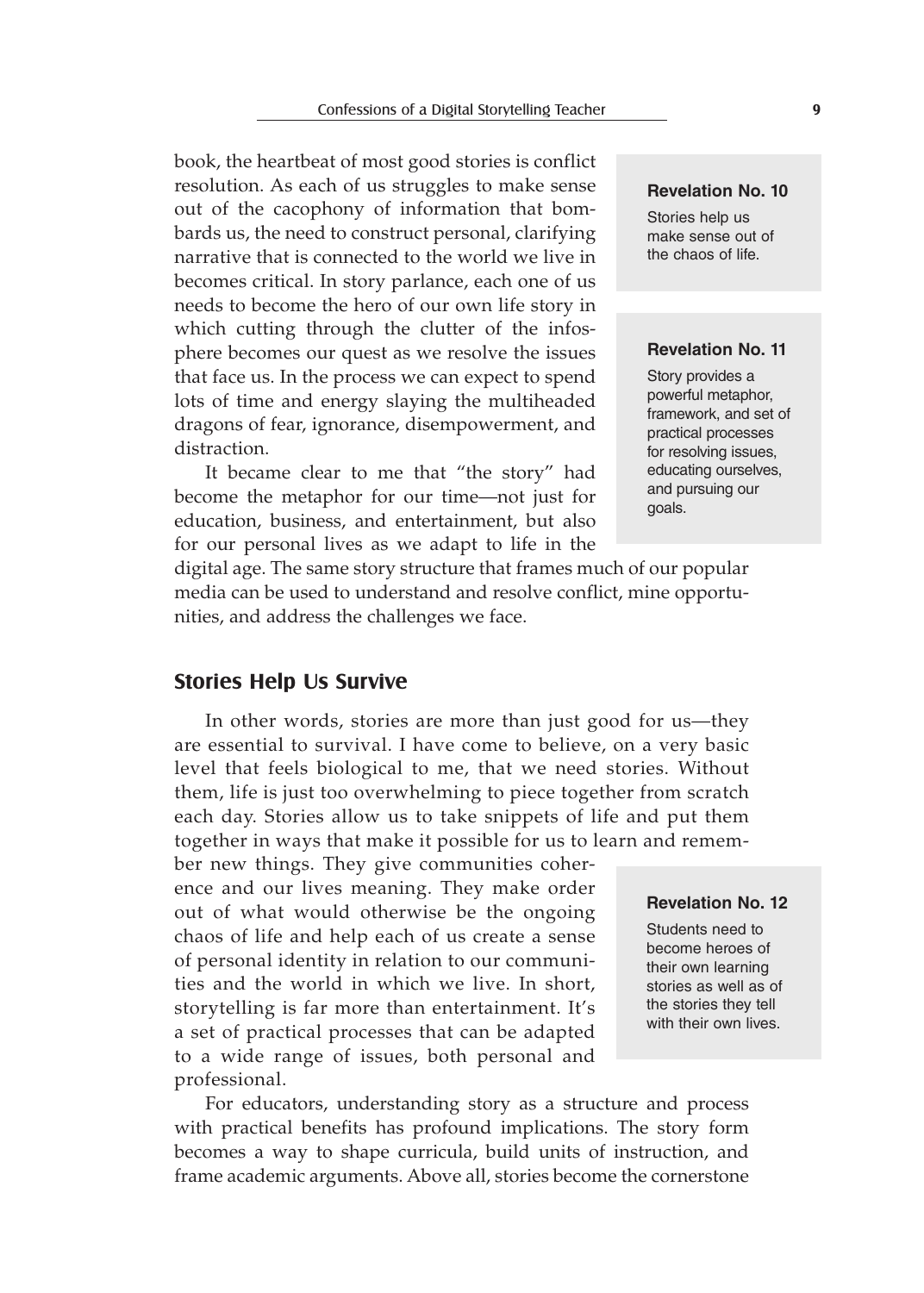book, the heartbeat of most good stories is conflict resolution. As each of us struggles to make sense out of the cacophony of information that bombards us, the need to construct personal, clarifying narrative that is connected to the world we live in becomes critical. In story parlance, each one of us needs to become the hero of our own life story in which cutting through the clutter of the infosphere becomes our quest as we resolve the issues that face us. In the process we can expect to spend lots of time and energy slaying the multiheaded dragons of fear, ignorance, disempowerment, and distraction.

> **Revelation No. 10**
>
> Stories help us make sense out of the chaos of life.

> **Revelation No. 11**
>
> Story provides a powerful metaphor, framework, and set of practical processes for resolving issues, educating ourselves, and pursuing our goals.

It became clear to me that "the story" had become the metaphor for our time—not just for education, business, and entertainment, but also for our personal lives as we adapt to life in the digital age. The same story structure that frames much of our popular media can be used to understand and resolve conflict, mine opportunities, and address the challenges we face.

## Stories Help Us Survive

In other words, stories are more than just good for us—they are essential to survival. I have come to believe, on a very basic level that feels biological to me, that we need stories. Without them, life is just too overwhelming to piece together from scratch each day. Stories allow us to take snippets of life and put them together in ways that make it possible for us to learn and remember new things. They give communities coherence and our lives meaning. They make order out of what would otherwise be the ongoing chaos of life and help each of us create a sense of personal identity in relation to our communities and the world in which we live. In short, storytelling is far more than entertainment. It's a set of practical processes that can be adapted to a wide range of issues, both personal and professional.

> **Revelation No. 12**
>
> Students need to become heroes of their own learning stories as well as of the stories they tell with their own lives.

For educators, understanding story as a structure and process with practical benefits has profound implications. The story form becomes a way to shape curricula, build units of instruction, and frame academic arguments. Above all, stories become the cornerstone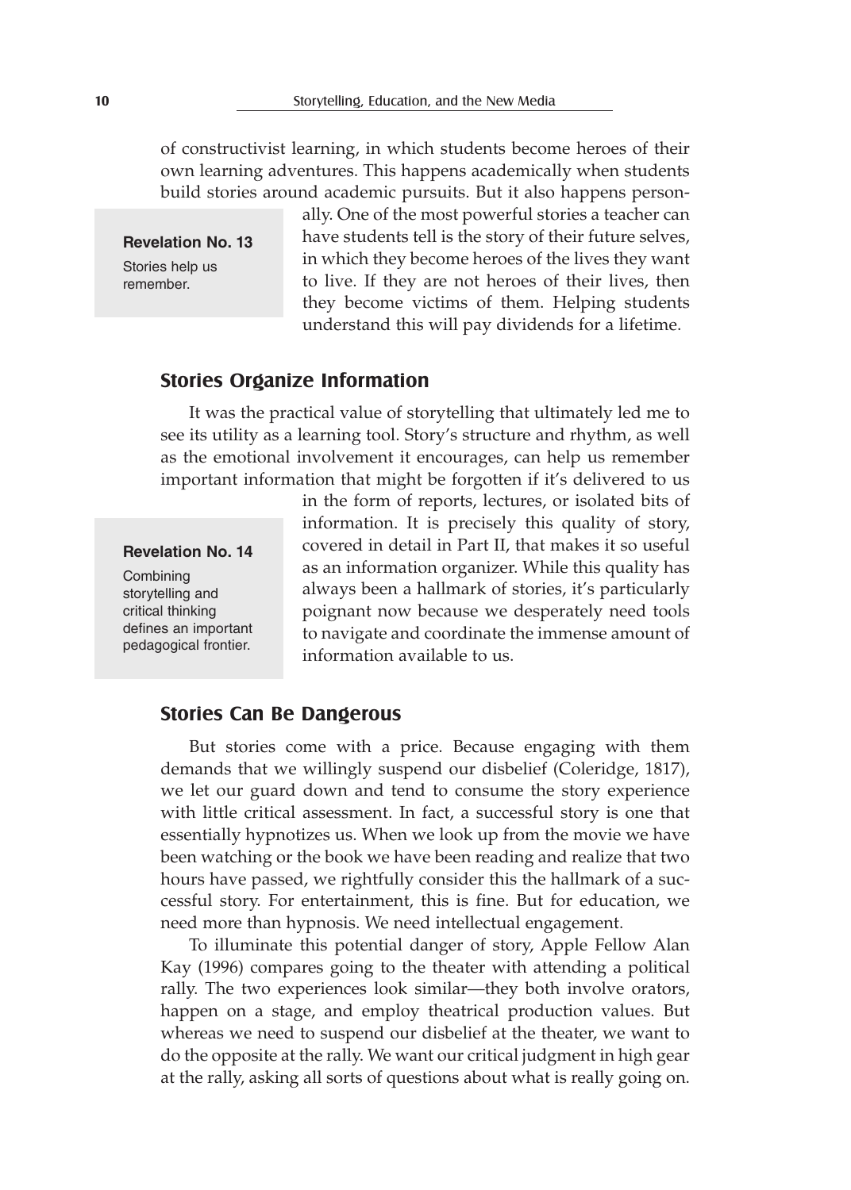of constructivist learning, in which students become heroes of their own learning adventures. This happens academically when students build stories around academic pursuits. But it also happens personally. One of the most powerful stories a teacher can have students tell is the story of their future selves, in which they become heroes of the lives they want to live. If they are not heroes of their lives, then they become victims of them. Helping students understand this will pay dividends for a lifetime.

> **Revelation No. 13**
>
> Stories help us remember.

## Stories Organize Information

It was the practical value of storytelling that ultimately led me to see its utility as a learning tool. Story's structure and rhythm, as well as the emotional involvement it encourages, can help us remember important information that might be forgotten if it's delivered to us in the form of reports, lectures, or isolated bits of information. It is precisely this quality of story, covered in detail in Part II, that makes it so useful as an information organizer. While this quality has always been a hallmark of stories, it's particularly poignant now because we desperately need tools to navigate and coordinate the immense amount of information available to us.

> **Revelation No. 14**
>
> Combining storytelling and critical thinking defines an important pedagogical frontier.

## Stories Can Be Dangerous

But stories come with a price. Because engaging with them demands that we willingly suspend our disbelief (Coleridge, 1817), we let our guard down and tend to consume the story experience with little critical assessment. In fact, a successful story is one that essentially hypnotizes us. When we look up from the movie we have been watching or the book we have been reading and realize that two hours have passed, we rightfully consider this the hallmark of a successful story. For entertainment, this is fine. But for education, we need more than hypnosis. We need intellectual engagement.

To illuminate this potential danger of story, Apple Fellow Alan Kay (1996) compares going to the theater with attending a political rally. The two experiences look similar—they both involve orators, happen on a stage, and employ theatrical production values. But whereas we need to suspend our disbelief at the theater, we want to do the opposite at the rally. We want our critical judgment in high gear at the rally, asking all sorts of questions about what is really going on.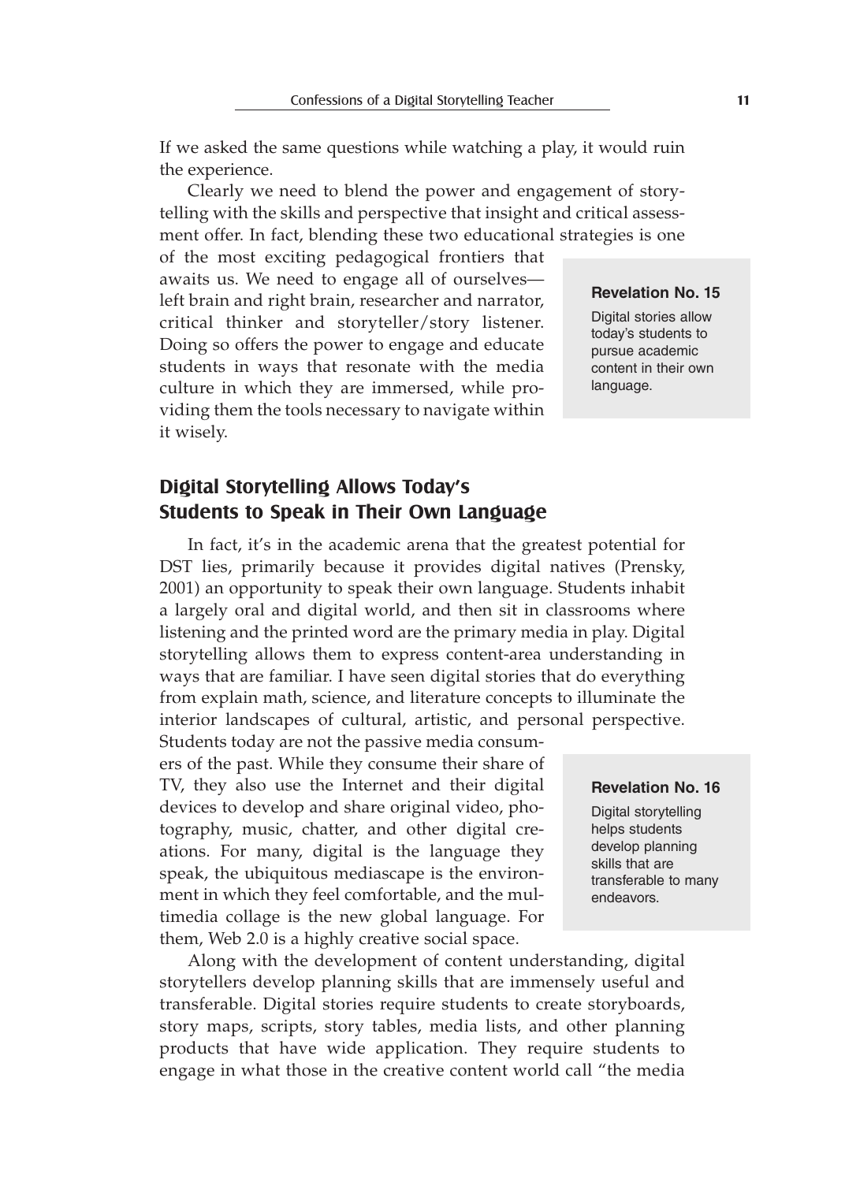If we asked the same questions while watching a play, it would ruin the experience.

Clearly we need to blend the power and engagement of storytelling with the skills and perspective that insight and critical assessment offer. In fact, blending these two educational strategies is one of the most exciting pedagogical frontiers that awaits us. We need to engage all of ourselves—left brain and right brain, researcher and narrator, critical thinker and storyteller/story listener. Doing so offers the power to engage and educate students in ways that resonate with the media culture in which they are immersed, while providing them the tools necessary to navigate within it wisely.

> **Revelation No. 15**
>
> Digital stories allow today's students to pursue academic content in their own language.

## Digital Storytelling Allows Today's Students to Speak in Their Own Language

In fact, it's in the academic arena that the greatest potential for DST lies, primarily because it provides digital natives (Prensky, 2001) an opportunity to speak their own language. Students inhabit a largely oral and digital world, and then sit in classrooms where listening and the printed word are the primary media in play. Digital storytelling allows them to express content-area understanding in ways that are familiar. I have seen digital stories that do everything from explain math, science, and literature concepts to illuminate the interior landscapes of cultural, artistic, and personal perspective. Students today are not the passive media consumers of the past. While they consume their share of TV, they also use the Internet and their digital devices to develop and share original video, photography, music, chatter, and other digital creations. For many, digital is the language they speak, the ubiquitous mediascape is the environment in which they feel comfortable, and the multimedia collage is the new global language. For them, Web 2.0 is a highly creative social space.

> **Revelation No. 16**
>
> Digital storytelling helps students develop planning skills that are transferable to many endeavors.

Along with the development of content understanding, digital storytellers develop planning skills that are immensely useful and transferable. Digital stories require students to create storyboards, story maps, scripts, story tables, media lists, and other planning products that have wide application. They require students to engage in what those in the creative content world call "the media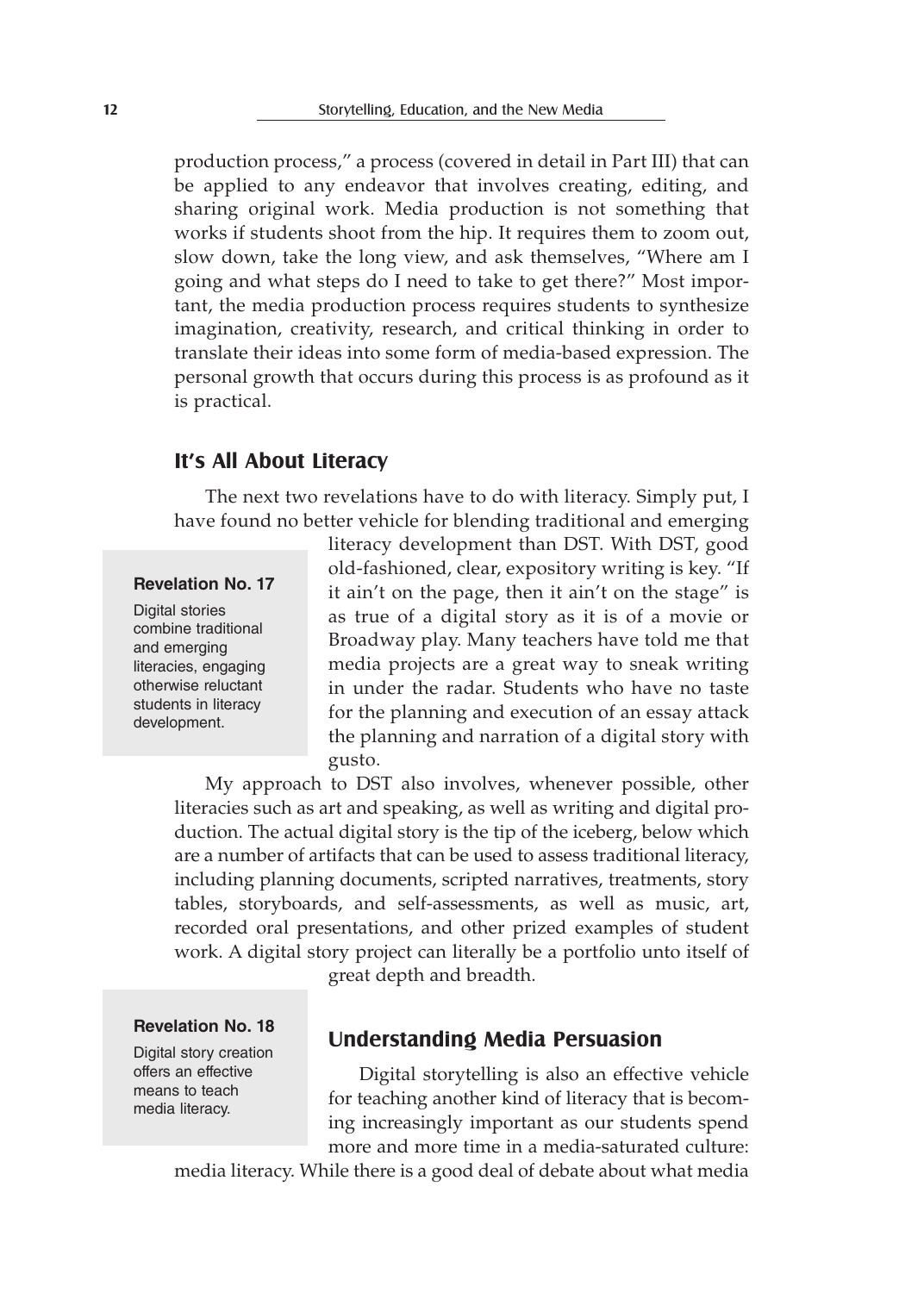production process," a process (covered in detail in Part III) that can be applied to any endeavor that involves creating, editing, and sharing original work. Media production is not something that works if students shoot from the hip. It requires them to zoom out, slow down, take the long view, and ask themselves, "Where am I going and what steps do I need to take to get there?" Most important, the media production process requires students to synthesize imagination, creativity, research, and critical thinking in order to translate their ideas into some form of media-based expression. The personal growth that occurs during this process is as profound as it is practical.

## It's All About Literacy

The next two revelations have to do with literacy. Simply put, I have found no better vehicle for blending traditional and emerging literacy development than DST. With DST, good old-fashioned, clear, expository writing is key. "If it ain't on the page, then it ain't on the stage" is as true of a digital story as it is of a movie or Broadway play. Many teachers have told me that media projects are a great way to sneak writing in under the radar. Students who have no taste for the planning and execution of an essay attack the planning and narration of a digital story with gusto.

> **Revelation No. 17**
>
> Digital stories combine traditional and emerging literacies, engaging otherwise reluctant students in literacy development.

My approach to DST also involves, whenever possible, other literacies such as art and speaking, as well as writing and digital production. The actual digital story is the tip of the iceberg, below which are a number of artifacts that can be used to assess traditional literacy, including planning documents, scripted narratives, treatments, story tables, storyboards, and self-assessments, as well as music, art, recorded oral presentations, and other prized examples of student work. A digital story project can literally be a portfolio unto itself of great depth and breadth.

> **Revelation No. 18**
>
> Digital story creation offers an effective means to teach media literacy.

## Understanding Media Persuasion

Digital storytelling is also an effective vehicle for teaching another kind of literacy that is becoming increasingly important as our students spend more and more time in a media-saturated culture: media literacy. While there is a good deal of debate about what media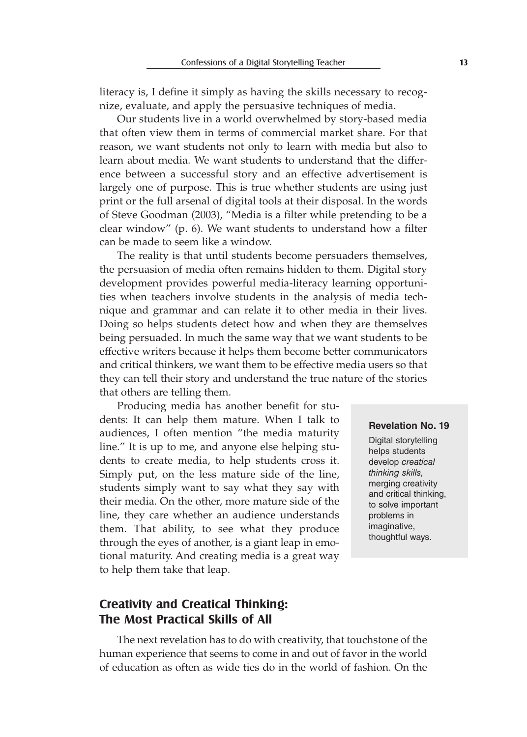literacy is, I define it simply as having the skills necessary to recognize, evaluate, and apply the persuasive techniques of media.

Our students live in a world overwhelmed by story-based media that often view them in terms of commercial market share. For that reason, we want students not only to learn with media but also to learn about media. We want students to understand that the difference between a successful story and an effective advertisement is largely one of purpose. This is true whether students are using just print or the full arsenal of digital tools at their disposal. In the words of Steve Goodman (2003), "Media is a filter while pretending to be a clear window" (p. 6). We want students to understand how a filter can be made to seem like a window.

The reality is that until students become persuaders themselves, the persuasion of media often remains hidden to them. Digital story development provides powerful media-literacy learning opportunities when teachers involve students in the analysis of media technique and grammar and can relate it to other media in their lives. Doing so helps students detect how and when they are themselves being persuaded. In much the same way that we want students to be effective writers because it helps them become better communicators and critical thinkers, we want them to be effective media users so that they can tell their story and understand the true nature of the stories that others are telling them.

Producing media has another benefit for students: It can help them mature. When I talk to audiences, I often mention "the media maturity line." It is up to me, and anyone else helping students to create media, to help students cross it. Simply put, on the less mature side of the line, students simply want to say what they say with their media. On the other, more mature side of the line, they care whether an audience understands them. That ability, to see what they produce through the eyes of another, is a giant leap in emotional maturity. And creating media is a great way to help them take that leap.

> **Revelation No. 19**
>
> Digital storytelling helps students develop *creatical thinking skills*, merging creativity and critical thinking, to solve important problems in imaginative, thoughtful ways.

## Creativity and Creatical Thinking: The Most Practical Skills of All

The next revelation has to do with creativity, that touchstone of the human experience that seems to come in and out of favor in the world of education as often as wide ties do in the world of fashion. On the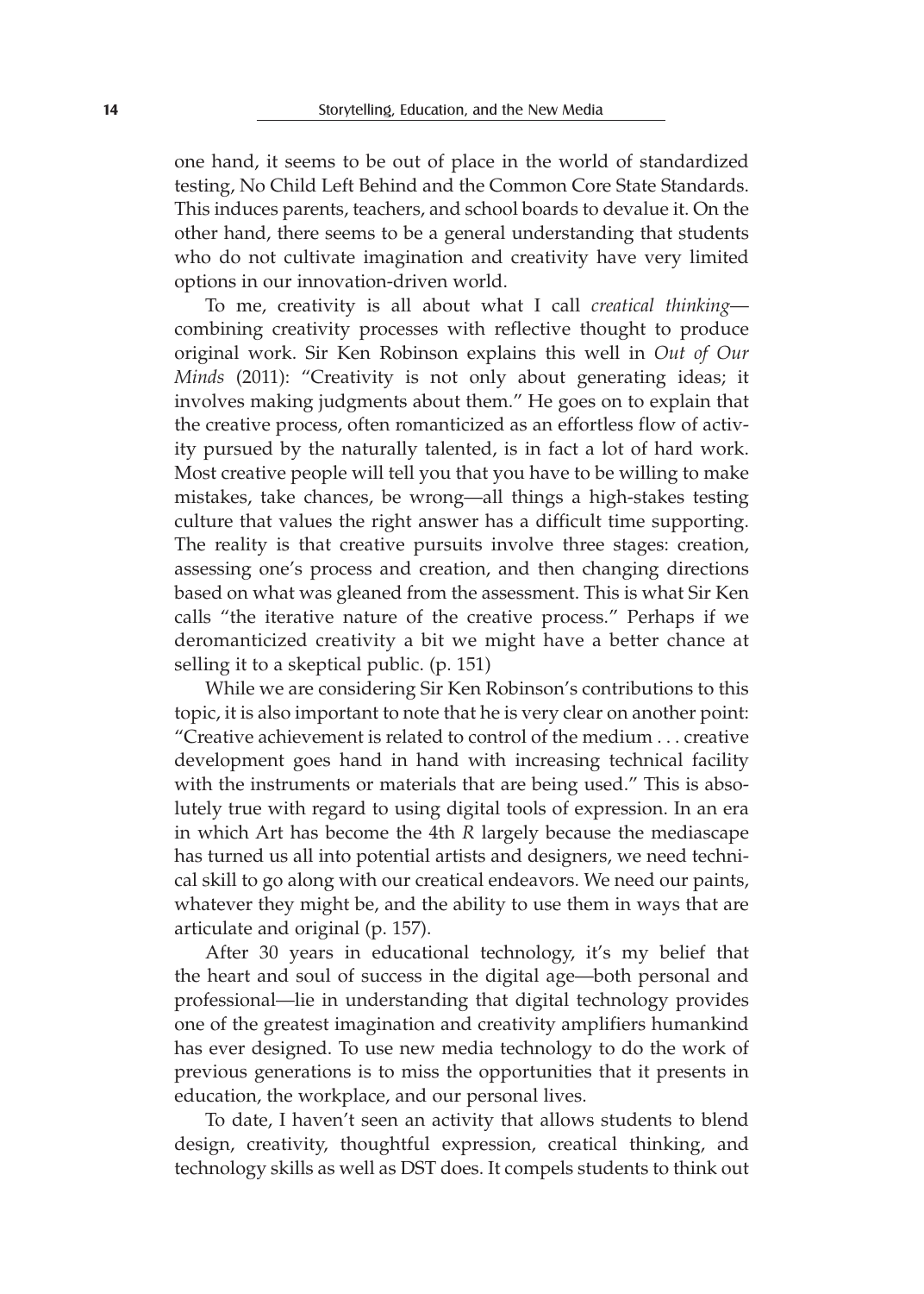one hand, it seems to be out of place in the world of standardized testing, No Child Left Behind and the Common Core State Standards. This induces parents, teachers, and school boards to devalue it. On the other hand, there seems to be a general understanding that students who do not cultivate imagination and creativity have very limited options in our innovation-driven world.

To me, creativity is all about what I call *creatical thinking*—combining creativity processes with reflective thought to produce original work. Sir Ken Robinson explains this well in *Out of Our Minds* (2011): "Creativity is not only about generating ideas; it involves making judgments about them." He goes on to explain that the creative process, often romanticized as an effortless flow of activity pursued by the naturally talented, is in fact a lot of hard work. Most creative people will tell you that you have to be willing to make mistakes, take chances, be wrong—all things a high-stakes testing culture that values the right answer has a difficult time supporting. The reality is that creative pursuits involve three stages: creation, assessing one's process and creation, and then changing directions based on what was gleaned from the assessment. This is what Sir Ken calls "the iterative nature of the creative process." Perhaps if we deromanticized creativity a bit we might have a better chance at selling it to a skeptical public. (p. 151)

While we are considering Sir Ken Robinson's contributions to this topic, it is also important to note that he is very clear on another point: "Creative achievement is related to control of the medium . . . creative development goes hand in hand with increasing technical facility with the instruments or materials that are being used." This is absolutely true with regard to using digital tools of expression. In an era in which Art has become the 4th *R* largely because the mediascape has turned us all into potential artists and designers, we need technical skill to go along with our creatical endeavors. We need our paints, whatever they might be, and the ability to use them in ways that are articulate and original (p. 157).

After 30 years in educational technology, it's my belief that the heart and soul of success in the digital age—both personal and professional—lie in understanding that digital technology provides one of the greatest imagination and creativity amplifiers humankind has ever designed. To use new media technology to do the work of previous generations is to miss the opportunities that it presents in education, the workplace, and our personal lives.

To date, I haven't seen an activity that allows students to blend design, creativity, thoughtful expression, creatical thinking, and technology skills as well as DST does. It compels students to think out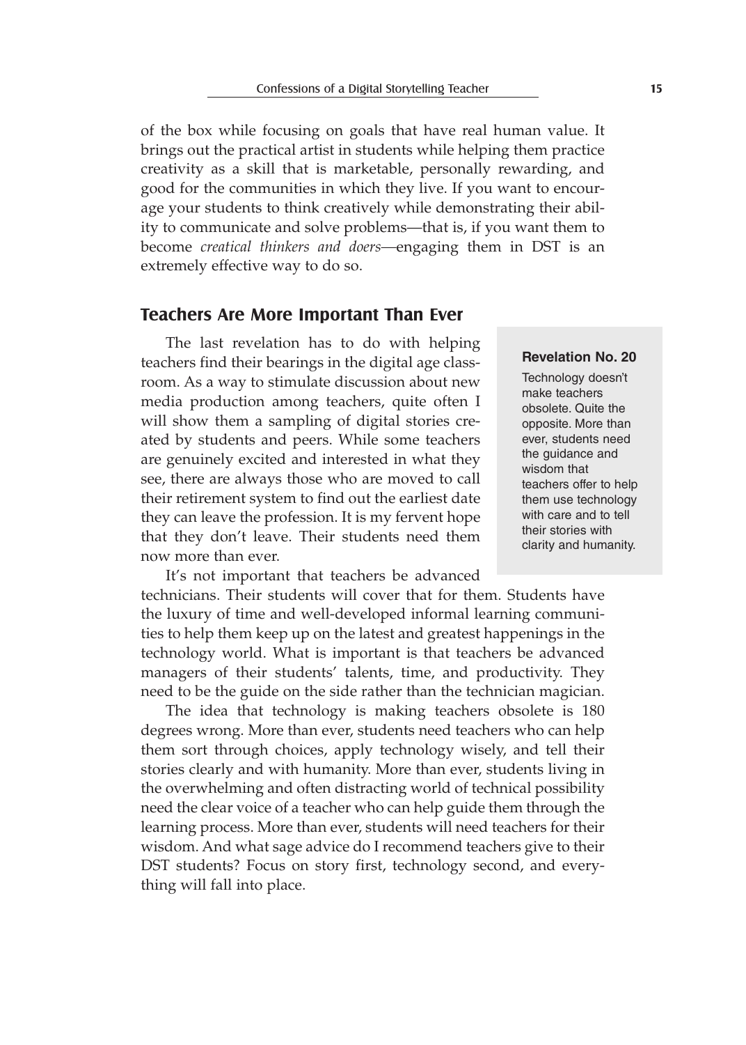of the box while focusing on goals that have real human value. It brings out the practical artist in students while helping them practice creativity as a skill that is marketable, personally rewarding, and good for the communities in which they live. If you want to encourage your students to think creatively while demonstrating their ability to communicate and solve problems—that is, if you want them to become *creatical thinkers and doers*—engaging them in DST is an extremely effective way to do so.

## Teachers Are More Important Than Ever

The last revelation has to do with helping teachers find their bearings in the digital age classroom. As a way to stimulate discussion about new media production among teachers, quite often I will show them a sampling of digital stories created by students and peers. While some teachers are genuinely excited and interested in what they see, there are always those who are moved to call their retirement system to find out the earliest date they can leave the profession. It is my fervent hope that they don't leave. Their students need them now more than ever.

> **Revelation No. 20**
>
> Technology doesn't make teachers obsolete. Quite the opposite. More than ever, students need the guidance and wisdom that teachers offer to help them use technology with care and to tell their stories with clarity and humanity.

It's not important that teachers be advanced technicians. Their students will cover that for them. Students have the luxury of time and well-developed informal learning communities to help them keep up on the latest and greatest happenings in the technology world. What is important is that teachers be advanced managers of their students' talents, time, and productivity. They need to be the guide on the side rather than the technician magician.

The idea that technology is making teachers obsolete is 180 degrees wrong. More than ever, students need teachers who can help them sort through choices, apply technology wisely, and tell their stories clearly and with humanity. More than ever, students living in the overwhelming and often distracting world of technical possibility need the clear voice of a teacher who can help guide them through the learning process. More than ever, students will need teachers for their wisdom. And what sage advice do I recommend teachers give to their DST students? Focus on story first, technology second, and everything will fall into place.